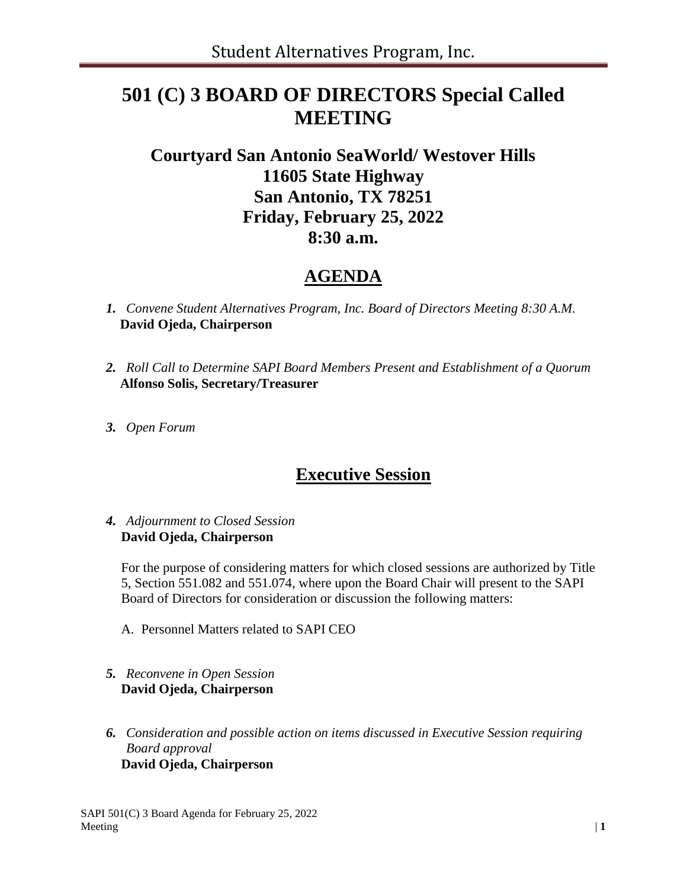# 501 (C) 3 BOARD OF DIRECTORS Special Called MEETING

## Courtyard San Antonio SeaWorld/ Westover Hills
## 11605 State Highway
## San Antonio, TX 78251
## Friday, February 25, 2022
## 8:30 a.m.

## AGENDA

1. *Convene Student Alternatives Program, Inc. Board of Directors Meeting 8:30 A.M.*
   **David Ojeda, Chairperson**

2. *Roll Call to Determine SAPI Board Members Present and Establishment of a Quorum*
   **Alfonso Solis, Secretary/Treasurer**

3. *Open Forum*

## Executive Session

4. *Adjournment to Closed Session*
   **David Ojeda, Chairperson**

   For the purpose of considering matters for which closed sessions are authorized by Title 5, Section 551.082 and 551.074, where upon the Board Chair will present to the SAPI Board of Directors for consideration or discussion the following matters:

   A. Personnel Matters related to SAPI CEO

5. *Reconvene in Open Session*
   **David Ojeda, Chairperson**

6. *Consideration and possible action on items discussed in Executive Session requiring Board approval*
   **David Ojeda, Chairperson**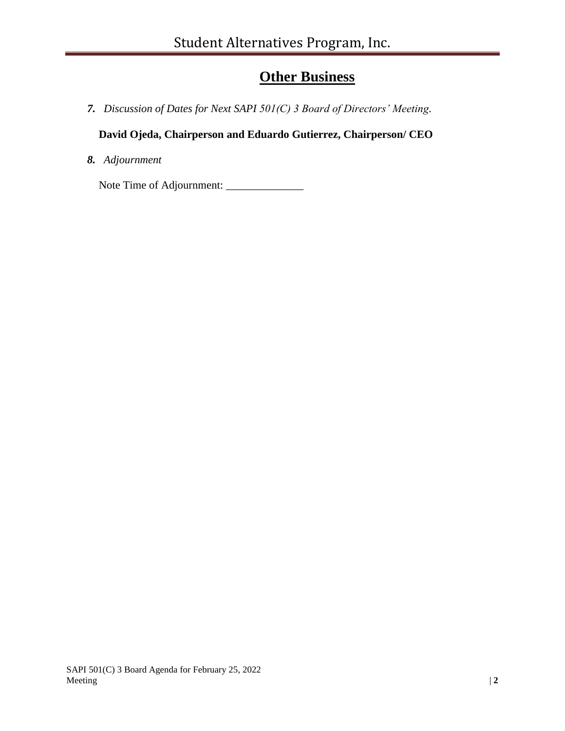# Other Business

7. *Discussion of Dates for Next SAPI 501(C) 3 Board of Directors' Meeting.*

   **David Ojeda, Chairperson and Eduardo Gutierrez, Chairperson/ CEO**

8. *Adjournment*

   Note Time of Adjournment: ______________